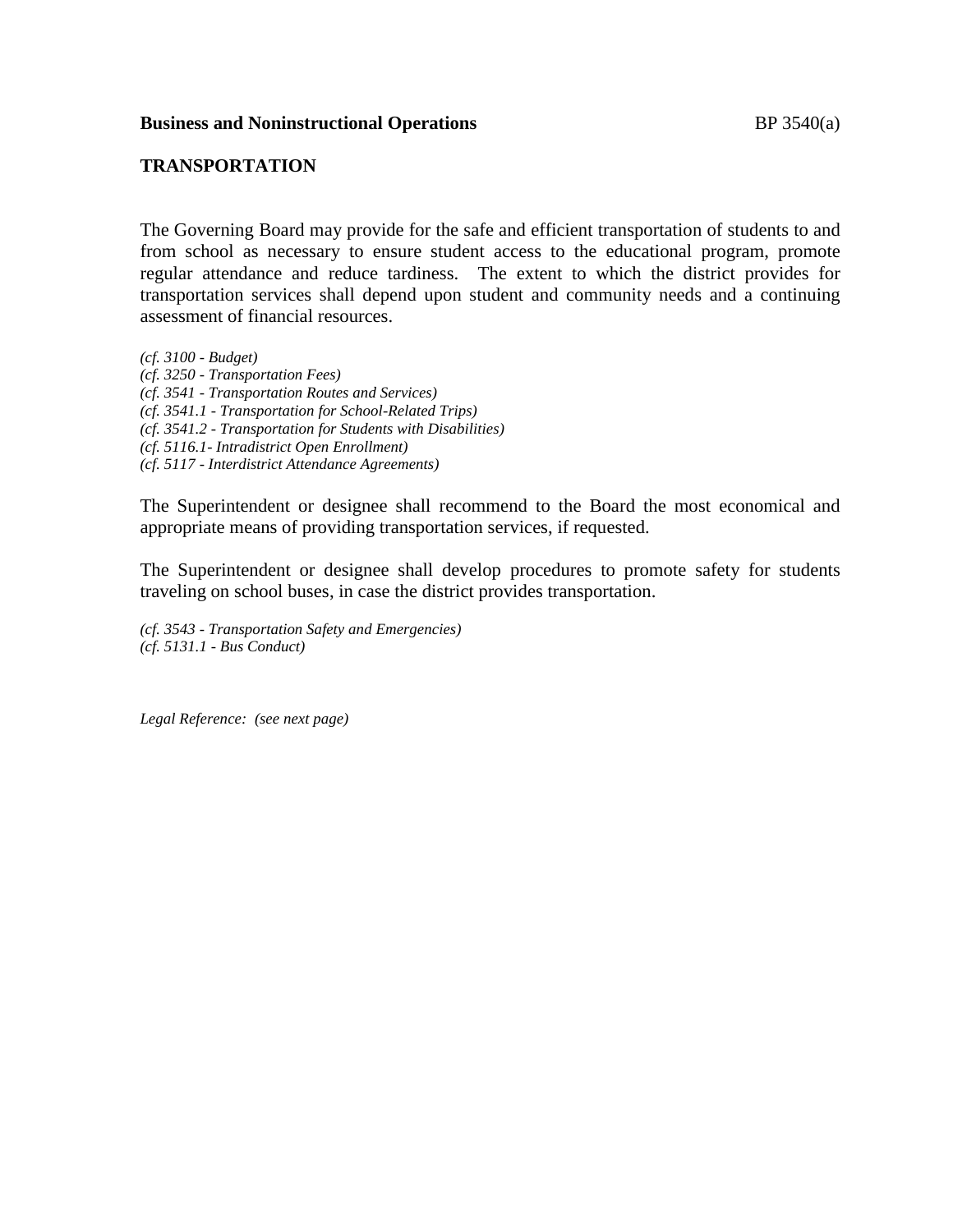**Business and Noninstructional Operations** BP 3540(a)

## TRANSPORTATION

The Governing Board may provide for the safe and efficient transportation of students to and from school as necessary to ensure student access to the educational program, promote regular attendance and reduce tardiness. The extent to which the district provides for transportation services shall depend upon student and community needs and a continuing assessment of financial resources.

*(cf. 3100 - Budget)*
*(cf. 3250 - Transportation Fees)*
*(cf. 3541 - Transportation Routes and Services)*
*(cf. 3541.1 - Transportation for School-Related Trips)*
*(cf. 3541.2 - Transportation for Students with Disabilities)*
*(cf. 5116.1- Intradistrict Open Enrollment)*
*(cf. 5117 - Interdistrict Attendance Agreements)*

The Superintendent or designee shall recommend to the Board the most economical and appropriate means of providing transportation services, if requested.

The Superintendent or designee shall develop procedures to promote safety for students traveling on school buses, in case the district provides transportation.

*(cf. 3543 - Transportation Safety and Emergencies)*
*(cf. 5131.1 - Bus Conduct)*

*Legal Reference: (see next page)*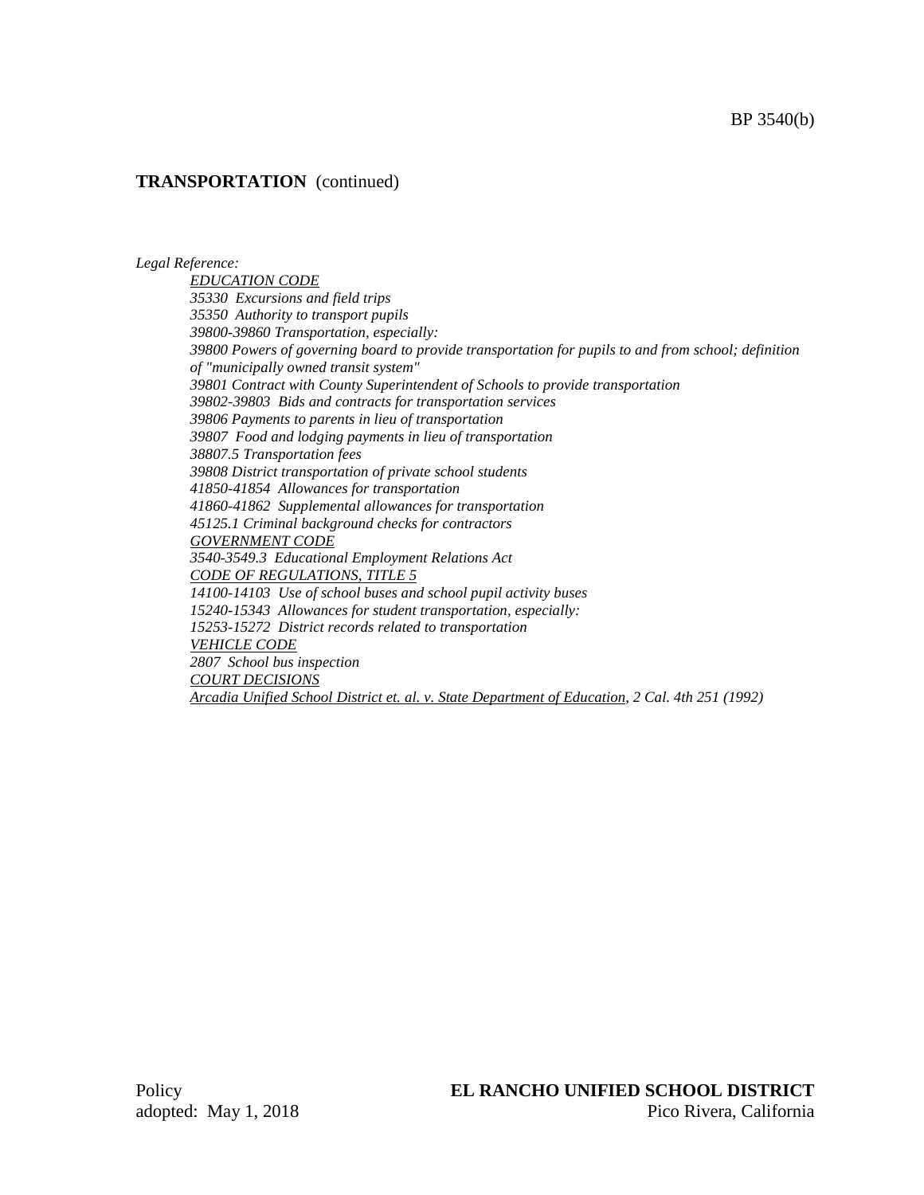**TRANSPORTATION** (continued)

*Legal Reference:*

*EDUCATION CODE*

*35330 Excursions and field trips*
*35350 Authority to transport pupils*
*39800-39860 Transportation, especially:*
*39800 Powers of governing board to provide transportation for pupils to and from school; definition of "municipally owned transit system"*
*39801 Contract with County Superintendent of Schools to provide transportation*
*39802-39803 Bids and contracts for transportation services*
*39806 Payments to parents in lieu of transportation*
*39807 Food and lodging payments in lieu of transportation*
*38807.5 Transportation fees*
*39808 District transportation of private school students*
*41850-41854 Allowances for transportation*
*41860-41862 Supplemental allowances for transportation*
*45125.1 Criminal background checks for contractors*

*GOVERNMENT CODE*

*3540-3549.3 Educational Employment Relations Act*

*CODE OF REGULATIONS, TITLE 5*

*14100-14103 Use of school buses and school pupil activity buses*
*15240-15343 Allowances for student transportation, especially:*
*15253-15272 District records related to transportation*

*VEHICLE CODE*

*2807 School bus inspection*

*COURT DECISIONS*

*Arcadia Unified School District et. al. v. State Department of Education, 2 Cal. 4th 251 (1992)*

Policy
adopted: May 1, 2018

**EL RANCHO UNIFIED SCHOOL DISTRICT**
Pico Rivera, California